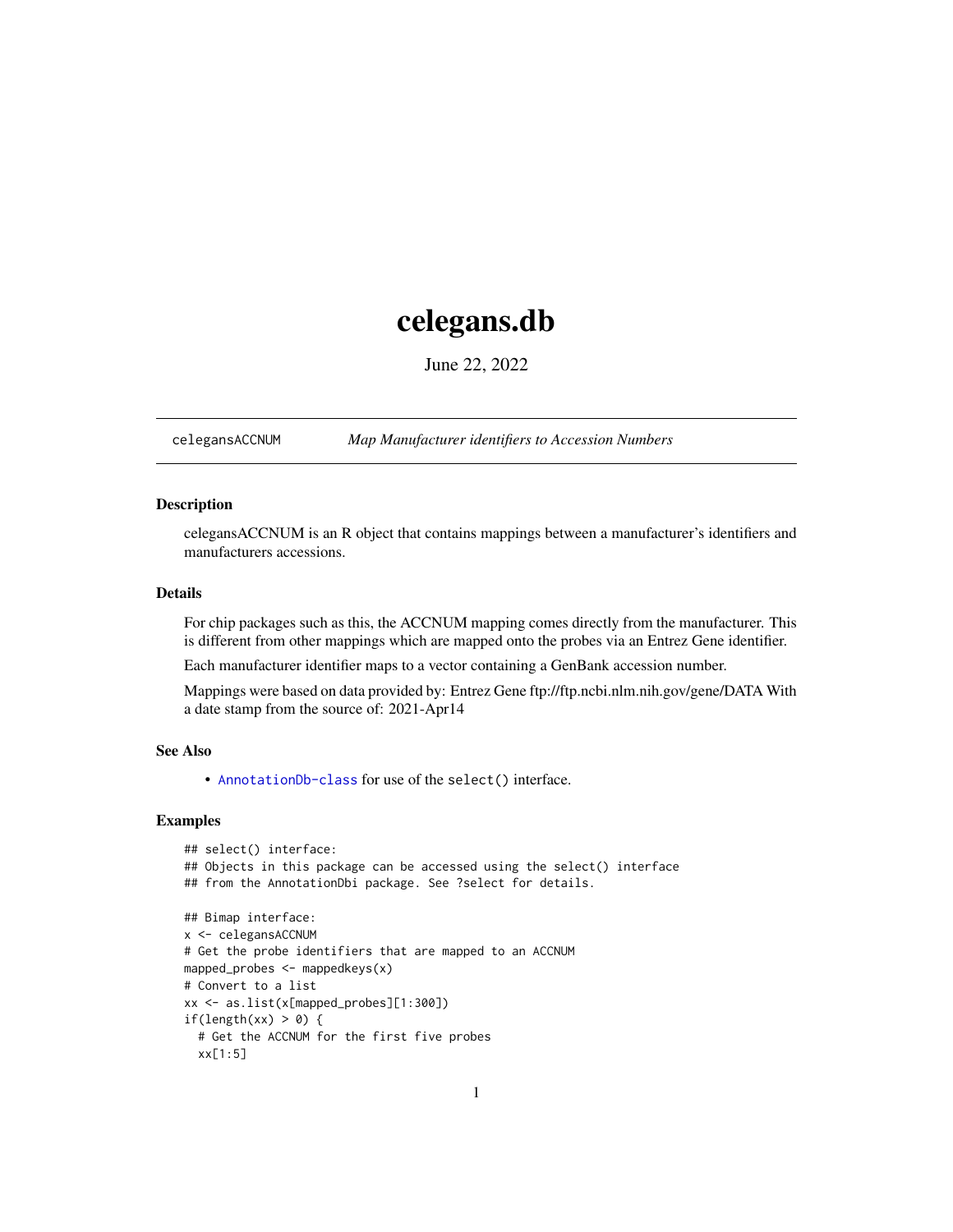# celegans.db

June 22, 2022

---

`celegansACCNUM` *Map Manufacturer identifiers to Accession Numbers*

---

### Description

celegansACCNUM is an R object that contains mappings between a manufacturer's identifiers and manufacturers accessions.

### Details

For chip packages such as this, the ACCNUM mapping comes directly from the manufacturer. This is different from other mappings which are mapped onto the probes via an Entrez Gene identifier.

Each manufacturer identifier maps to a vector containing a GenBank accession number.

Mappings were based on data provided by: Entrez Gene ftp://ftp.ncbi.nlm.nih.gov/gene/DATA With a date stamp from the source of: 2021-Apr14

### See Also

- `AnnotationDb-class` for use of the `select()` interface.

### Examples

```
## select() interface:
## Objects in this package can be accessed using the select() interface
## from the AnnotationDbi package. See ?select for details.

## Bimap interface:
x <- celegansACCNUM
# Get the probe identifiers that are mapped to an ACCNUM
mapped_probes <- mappedkeys(x)
# Convert to a list
xx <- as.list(x[mapped_probes][1:300])
if(length(xx) > 0) {
  # Get the ACCNUM for the first five probes
  xx[1:5]
```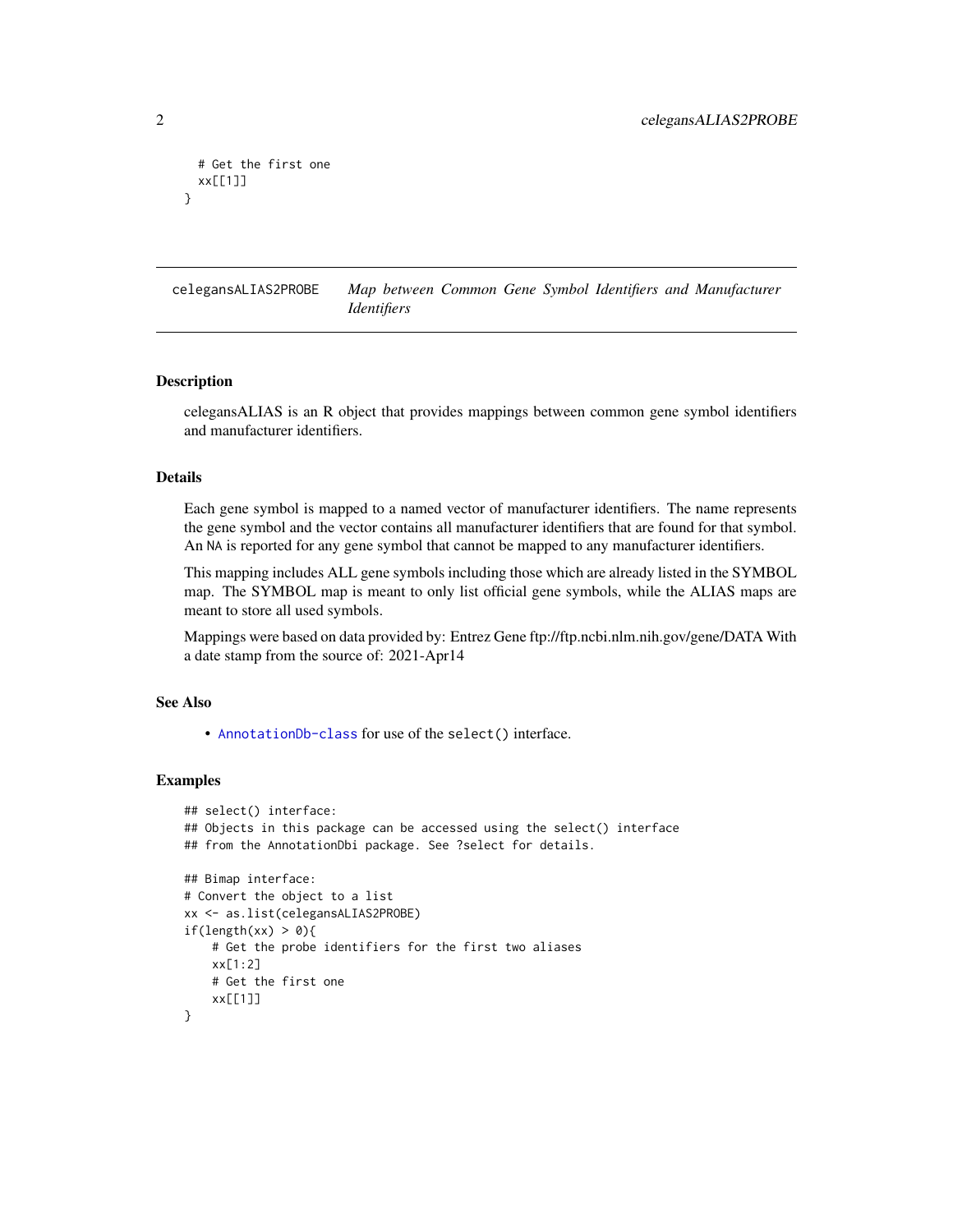```
  # Get the first one
  xx[[1]]
}
```

## celegansALIAS2PROBE    *Map between Common Gene Symbol Identifiers and Manufacturer Identifiers*

### Description

celegansALIAS is an R object that provides mappings between common gene symbol identifiers and manufacturer identifiers.

### Details

Each gene symbol is mapped to a named vector of manufacturer identifiers. The name represents the gene symbol and the vector contains all manufacturer identifiers that are found for that symbol. An NA is reported for any gene symbol that cannot be mapped to any manufacturer identifiers.

This mapping includes ALL gene symbols including those which are already listed in the SYMBOL map. The SYMBOL map is meant to only list official gene symbols, while the ALIAS maps are meant to store all used symbols.

Mappings were based on data provided by: Entrez Gene ftp://ftp.ncbi.nlm.nih.gov/gene/DATA With a date stamp from the source of: 2021-Apr14

### See Also

- AnnotationDb-class for use of the select() interface.

### Examples

```
## select() interface:
## Objects in this package can be accessed using the select() interface
## from the AnnotationDbi package. See ?select for details.

## Bimap interface:
# Convert the object to a list
xx <- as.list(celegansALIAS2PROBE)
if(length(xx) > 0){
    # Get the probe identifiers for the first two aliases
    xx[1:2]
    # Get the first one
    xx[[1]]
}
```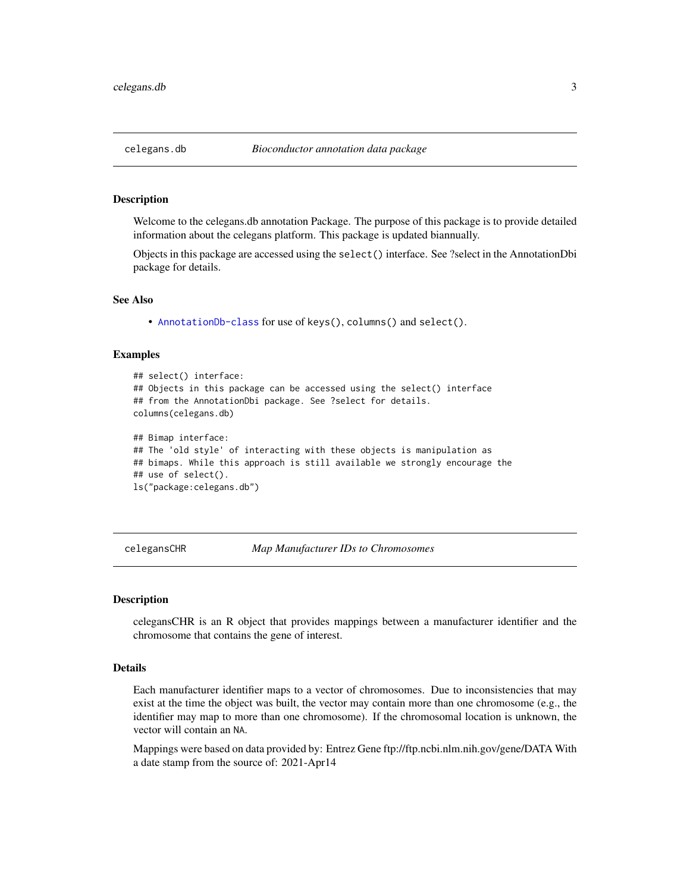## celegans.db — *Bioconductor annotation data package*

### Description

Welcome to the celegans.db annotation Package. The purpose of this package is to provide detailed information about the celegans platform. This package is updated biannually.

Objects in this package are accessed using the `select()` interface. See ?select in the AnnotationDbi package for details.

### See Also

- `AnnotationDb-class` for use of `keys()`, `columns()` and `select()`.

### Examples

```
## select() interface:
## Objects in this package can be accessed using the select() interface
## from the AnnotationDbi package. See ?select for details.
columns(celegans.db)

## Bimap interface:
## The 'old style' of interacting with these objects is manipulation as
## bimaps. While this approach is still available we strongly encourage the
## use of select().
ls("package:celegans.db")
```

## celegansCHR — *Map Manufacturer IDs to Chromosomes*

### Description

celegansCHR is an R object that provides mappings between a manufacturer identifier and the chromosome that contains the gene of interest.

### Details

Each manufacturer identifier maps to a vector of chromosomes. Due to inconsistencies that may exist at the time the object was built, the vector may contain more than one chromosome (e.g., the identifier may map to more than one chromosome). If the chromosomal location is unknown, the vector will contain an `NA`.

Mappings were based on data provided by: Entrez Gene ftp://ftp.ncbi.nlm.nih.gov/gene/DATA With a date stamp from the source of: 2021-Apr14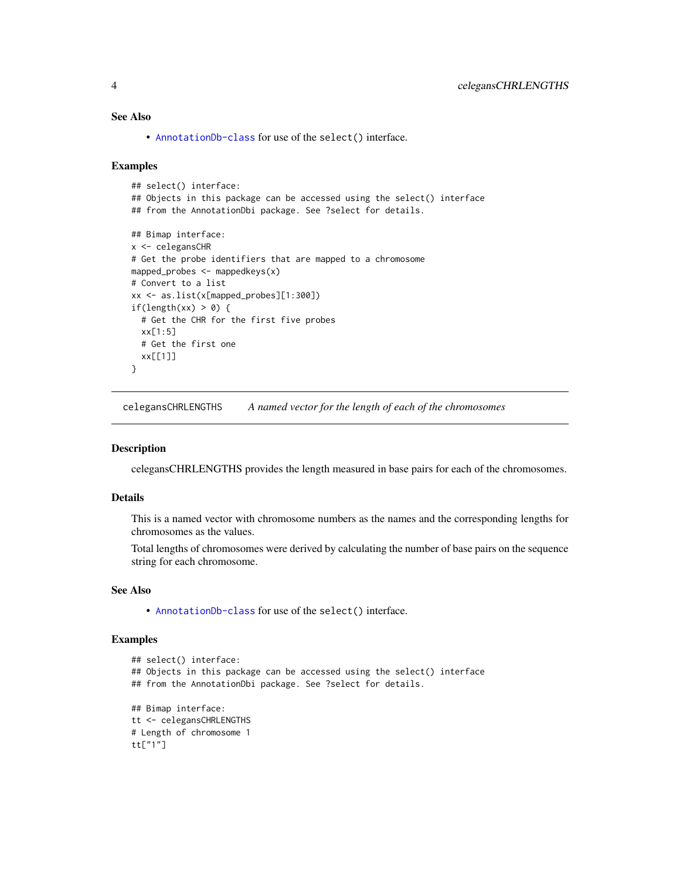### See Also

- AnnotationDb-class for use of the select() interface.

### Examples

```
## select() interface:
## Objects in this package can be accessed using the select() interface
## from the AnnotationDbi package. See ?select for details.

## Bimap interface:
x <- celegansCHR
# Get the probe identifiers that are mapped to a chromosome
mapped_probes <- mappedkeys(x)
# Convert to a list
xx <- as.list(x[mapped_probes][1:300])
if(length(xx) > 0) {
  # Get the CHR for the first five probes
  xx[1:5]
  # Get the first one
  xx[[1]]
}
```

---

## celegansCHRLENGTHS *A named vector for the length of each of the chromosomes*

### Description

celegansCHRLENGTHS provides the length measured in base pairs for each of the chromosomes.

### Details

This is a named vector with chromosome numbers as the names and the corresponding lengths for chromosomes as the values.

Total lengths of chromosomes were derived by calculating the number of base pairs on the sequence string for each chromosome.

### See Also

- AnnotationDb-class for use of the select() interface.

### Examples

```
## select() interface:
## Objects in this package can be accessed using the select() interface
## from the AnnotationDbi package. See ?select for details.

## Bimap interface:
tt <- celegansCHRLENGTHS
# Length of chromosome 1
tt["1"]
```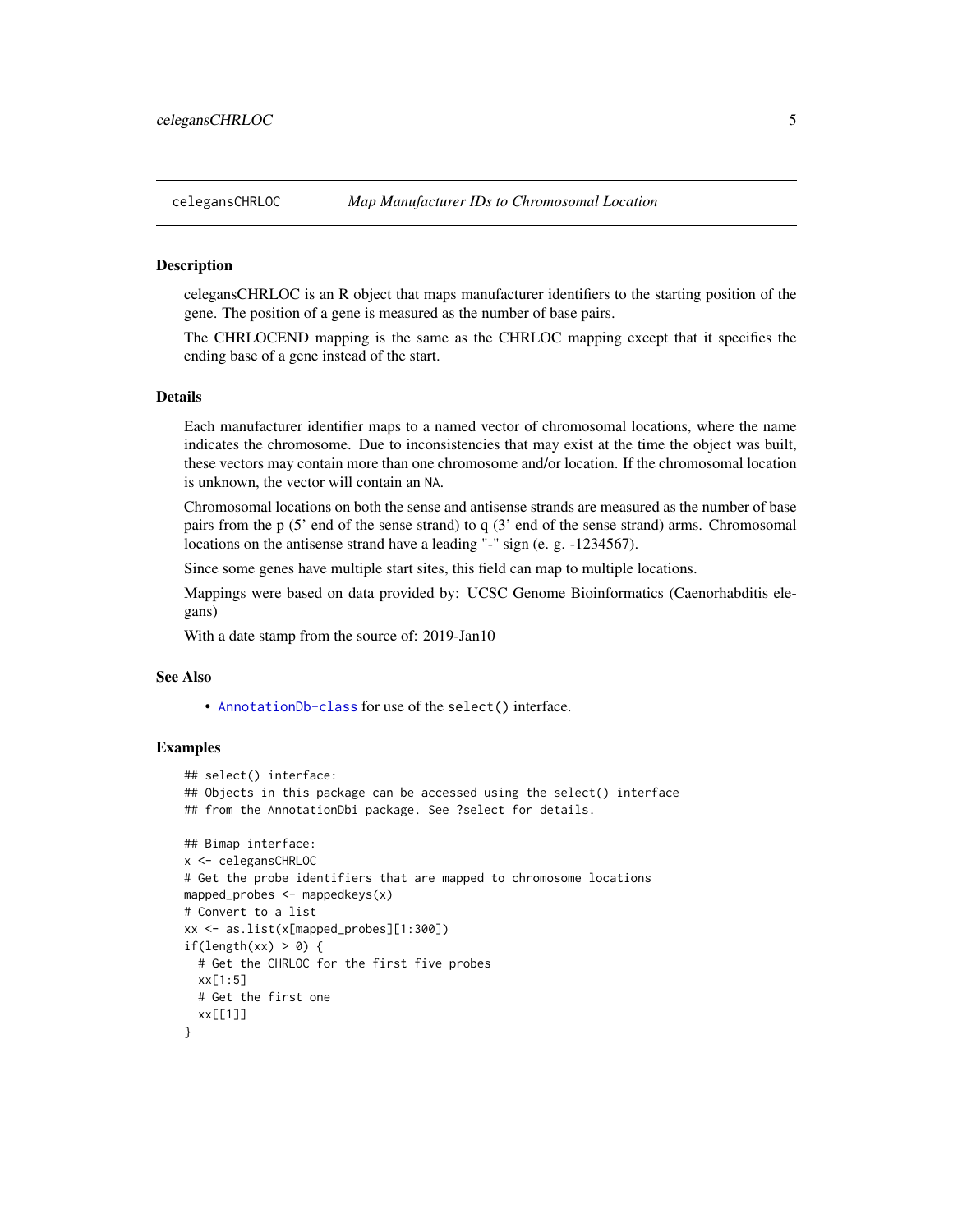## celegansCHRLOC *Map Manufacturer IDs to Chromosomal Location*

### Description

celegansCHRLOC is an R object that maps manufacturer identifiers to the starting position of the gene. The position of a gene is measured as the number of base pairs.

The CHRLOCEND mapping is the same as the CHRLOC mapping except that it specifies the ending base of a gene instead of the start.

### Details

Each manufacturer identifier maps to a named vector of chromosomal locations, where the name indicates the chromosome. Due to inconsistencies that may exist at the time the object was built, these vectors may contain more than one chromosome and/or location. If the chromosomal location is unknown, the vector will contain an `NA`.

Chromosomal locations on both the sense and antisense strands are measured as the number of base pairs from the p (5' end of the sense strand) to q (3' end of the sense strand) arms. Chromosomal locations on the antisense strand have a leading "-" sign (e. g. -1234567).

Since some genes have multiple start sites, this field can map to multiple locations.

Mappings were based on data provided by: UCSC Genome Bioinformatics (Caenorhabditis elegans)

With a date stamp from the source of: 2019-Jan10

### See Also

- `AnnotationDb-class` for use of the `select()` interface.

### Examples

```
## select() interface:
## Objects in this package can be accessed using the select() interface
## from the AnnotationDbi package. See ?select for details.

## Bimap interface:
x <- celegansCHRLOC
# Get the probe identifiers that are mapped to chromosome locations
mapped_probes <- mappedkeys(x)
# Convert to a list
xx <- as.list(x[mapped_probes][1:300])
if(length(xx) > 0) {
  # Get the CHRLOC for the first five probes
  xx[1:5]
  # Get the first one
  xx[[1]]
}
```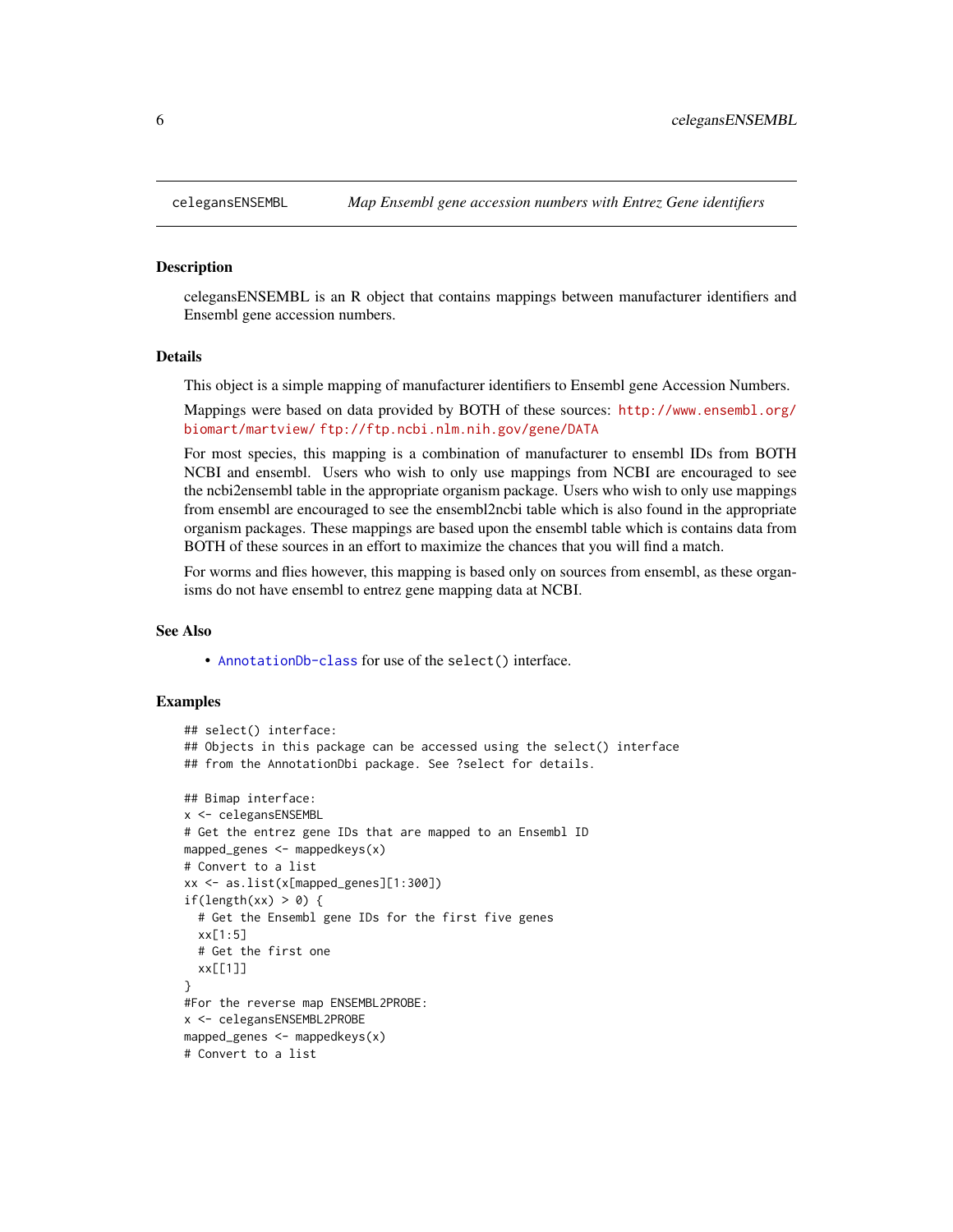## celegansENSEMBL — *Map Ensembl gene accession numbers with Entrez Gene identifiers*

### Description

celegansENSEMBL is an R object that contains mappings between manufacturer identifiers and Ensembl gene accession numbers.

### Details

This object is a simple mapping of manufacturer identifiers to Ensembl gene Accession Numbers.

Mappings were based on data provided by BOTH of these sources: http://www.ensembl.org/biomart/martview/ ftp://ftp.ncbi.nlm.nih.gov/gene/DATA

For most species, this mapping is a combination of manufacturer to ensembl IDs from BOTH NCBI and ensembl. Users who wish to only use mappings from NCBI are encouraged to see the ncbi2ensembl table in the appropriate organism package. Users who wish to only use mappings from ensembl are encouraged to see the ensembl2ncbi table which is also found in the appropriate organism packages. These mappings are based upon the ensembl table which is contains data from BOTH of these sources in an effort to maximize the chances that you will find a match.

For worms and flies however, this mapping is based only on sources from ensembl, as these organisms do not have ensembl to entrez gene mapping data at NCBI.

### See Also

- AnnotationDb-class for use of the `select()` interface.

### Examples

```
## select() interface:
## Objects in this package can be accessed using the select() interface
## from the AnnotationDbi package. See ?select for details.

## Bimap interface:
x <- celegansENSEMBL
# Get the entrez gene IDs that are mapped to an Ensembl ID
mapped_genes <- mappedkeys(x)
# Convert to a list
xx <- as.list(x[mapped_genes][1:300])
if(length(xx) > 0) {
  # Get the Ensembl gene IDs for the first five genes
  xx[1:5]
  # Get the first one
  xx[[1]]
}
#For the reverse map ENSEMBL2PROBE:
x <- celegansENSEMBL2PROBE
mapped_genes <- mappedkeys(x)
# Convert to a list
```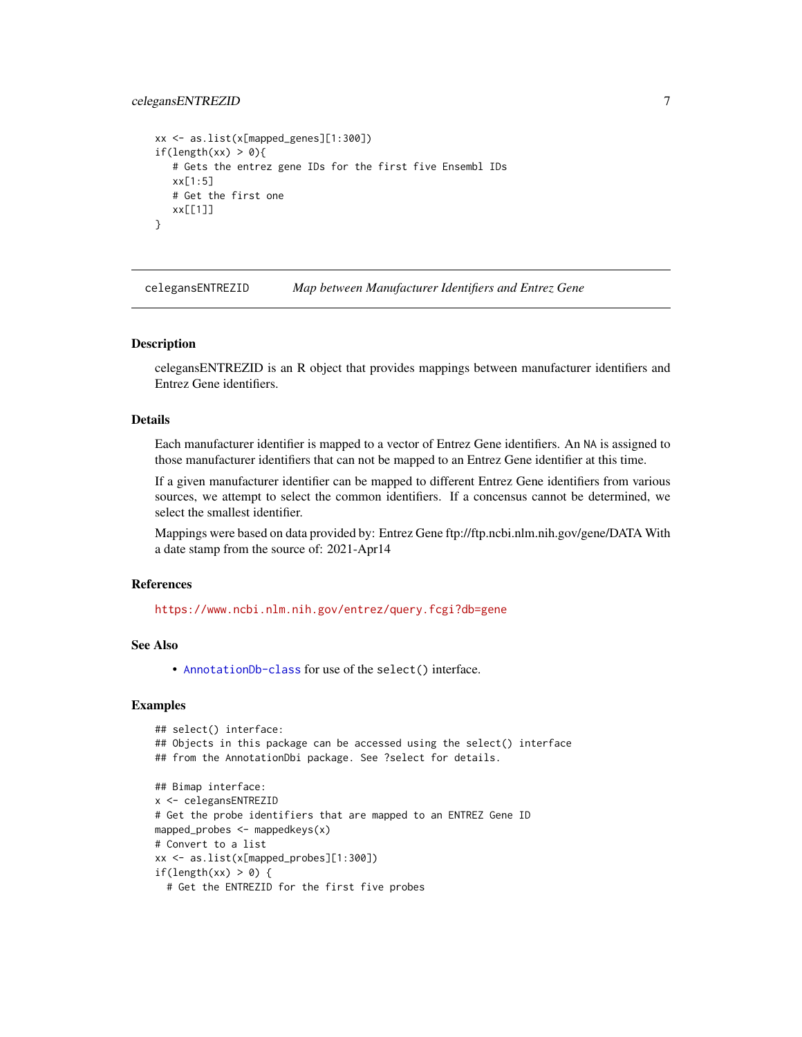```
xx <- as.list(x[mapped_genes][1:300])
if(length(xx) > 0){
   # Gets the entrez gene IDs for the first five Ensembl IDs
   xx[1:5]
   # Get the first one
   xx[[1]]
}
```

## celegansENTREZID *Map between Manufacturer Identifiers and Entrez Gene*

### Description

celegansENTREZID is an R object that provides mappings between manufacturer identifiers and Entrez Gene identifiers.

### Details

Each manufacturer identifier is mapped to a vector of Entrez Gene identifiers. An NA is assigned to those manufacturer identifiers that can not be mapped to an Entrez Gene identifier at this time.

If a given manufacturer identifier can be mapped to different Entrez Gene identifiers from various sources, we attempt to select the common identifiers. If a concensus cannot be determined, we select the smallest identifier.

Mappings were based on data provided by: Entrez Gene ftp://ftp.ncbi.nlm.nih.gov/gene/DATA With a date stamp from the source of: 2021-Apr14

### References

https://www.ncbi.nlm.nih.gov/entrez/query.fcgi?db=gene

### See Also

- AnnotationDb-class for use of the select() interface.

### Examples

```
## select() interface:
## Objects in this package can be accessed using the select() interface
## from the AnnotationDbi package. See ?select for details.

## Bimap interface:
x <- celegansENTREZID
# Get the probe identifiers that are mapped to an ENTREZ Gene ID
mapped_probes <- mappedkeys(x)
# Convert to a list
xx <- as.list(x[mapped_probes][1:300])
if(length(xx) > 0) {
  # Get the ENTREZID for the first five probes
```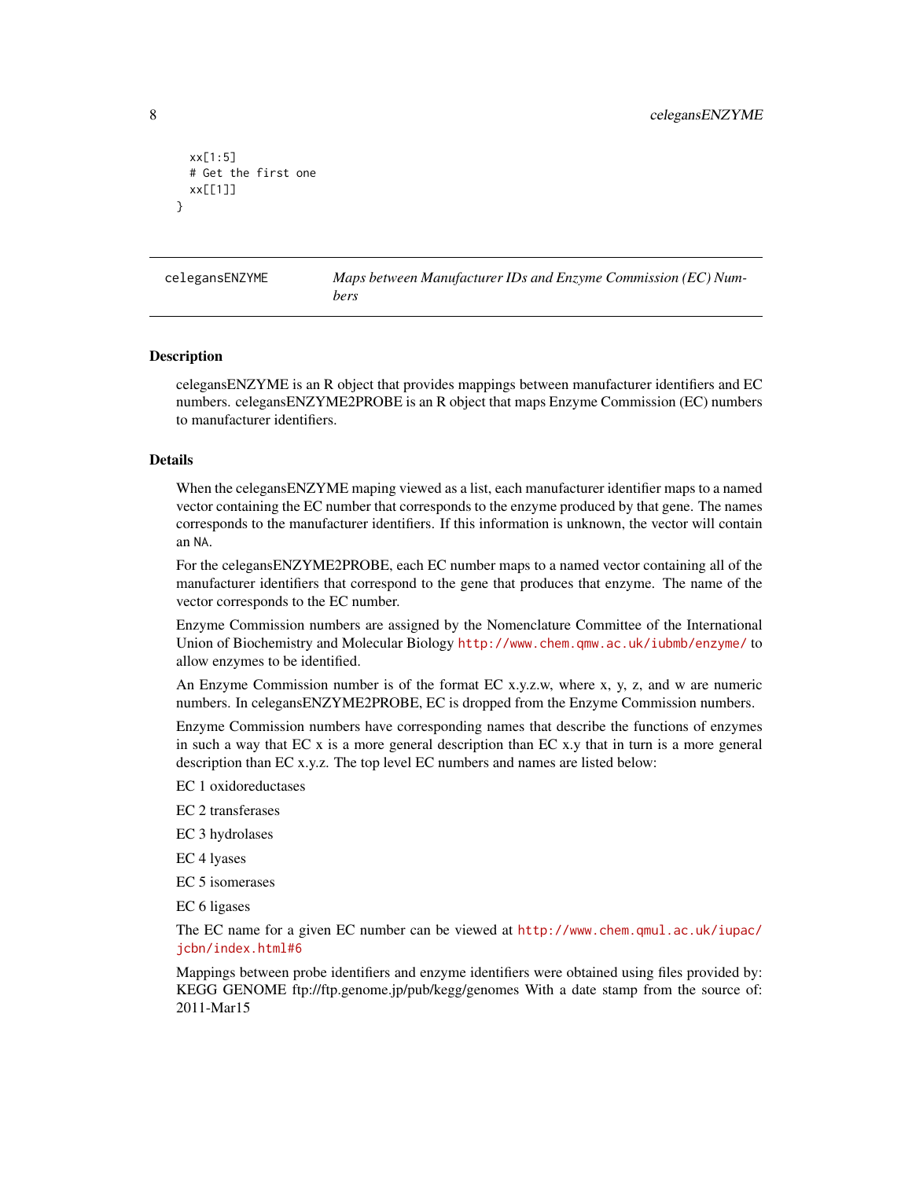```
  xx[1:5]
  # Get the first one
  xx[[1]]
}
```

## celegansENZYME — *Maps between Manufacturer IDs and Enzyme Commission (EC) Numbers*

### Description

celegansENZYME is an R object that provides mappings between manufacturer identifiers and EC numbers. celegansENZYME2PROBE is an R object that maps Enzyme Commission (EC) numbers to manufacturer identifiers.

### Details

When the celegansENZYME maping viewed as a list, each manufacturer identifier maps to a named vector containing the EC number that corresponds to the enzyme produced by that gene. The names corresponds to the manufacturer identifiers. If this information is unknown, the vector will contain an NA.

For the celegansENZYME2PROBE, each EC number maps to a named vector containing all of the manufacturer identifiers that correspond to the gene that produces that enzyme. The name of the vector corresponds to the EC number.

Enzyme Commission numbers are assigned by the Nomenclature Committee of the International Union of Biochemistry and Molecular Biology http://www.chem.qmw.ac.uk/iubmb/enzyme/ to allow enzymes to be identified.

An Enzyme Commission number is of the format EC x.y.z.w, where x, y, z, and w are numeric numbers. In celegansENZYME2PROBE, EC is dropped from the Enzyme Commission numbers.

Enzyme Commission numbers have corresponding names that describe the functions of enzymes in such a way that EC x is a more general description than EC x.y that in turn is a more general description than EC x.y.z. The top level EC numbers and names are listed below:

EC 1 oxidoreductases

EC 2 transferases

EC 3 hydrolases

EC 4 lyases

EC 5 isomerases

EC 6 ligases

The EC name for a given EC number can be viewed at http://www.chem.qmul.ac.uk/iupac/jcbn/index.html#6

Mappings between probe identifiers and enzyme identifiers were obtained using files provided by: KEGG GENOME ftp://ftp.genome.jp/pub/kegg/genomes With a date stamp from the source of: 2011-Mar15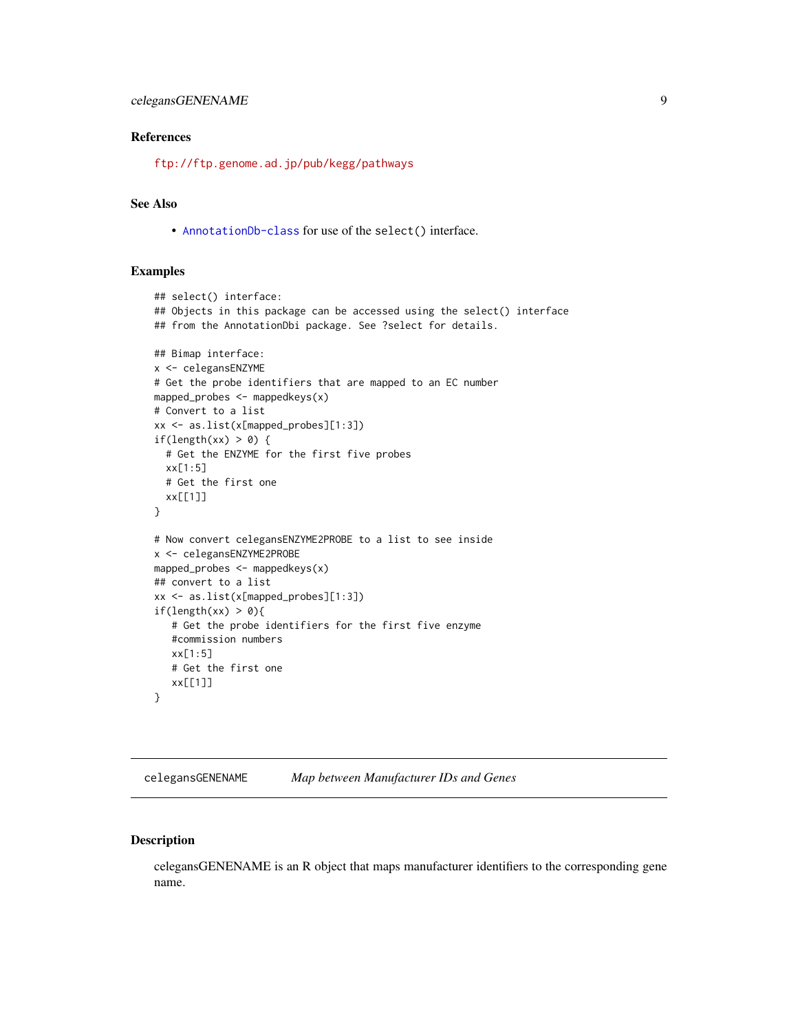### References

ftp://ftp.genome.ad.jp/pub/kegg/pathways

### See Also

- AnnotationDb-class for use of the `select()` interface.

### Examples

```
## select() interface:
## Objects in this package can be accessed using the select() interface
## from the AnnotationDbi package. See ?select for details.

## Bimap interface:
x <- celegansENZYME
# Get the probe identifiers that are mapped to an EC number
mapped_probes <- mappedkeys(x)
# Convert to a list
xx <- as.list(x[mapped_probes][1:3])
if(length(xx) > 0) {
  # Get the ENZYME for the first five probes
  xx[1:5]
  # Get the first one
  xx[[1]]
}

# Now convert celegansENZYME2PROBE to a list to see inside
x <- celegansENZYME2PROBE
mapped_probes <- mappedkeys(x)
## convert to a list
xx <- as.list(x[mapped_probes][1:3])
if(length(xx) > 0){
   # Get the probe identifiers for the first five enzyme
   #commission numbers
   xx[1:5]
   # Get the first one
   xx[[1]]
}
```

---

## celegansGENENAME — *Map between Manufacturer IDs and Genes*

---

### Description

celegansGENENAME is an R object that maps manufacturer identifiers to the corresponding gene name.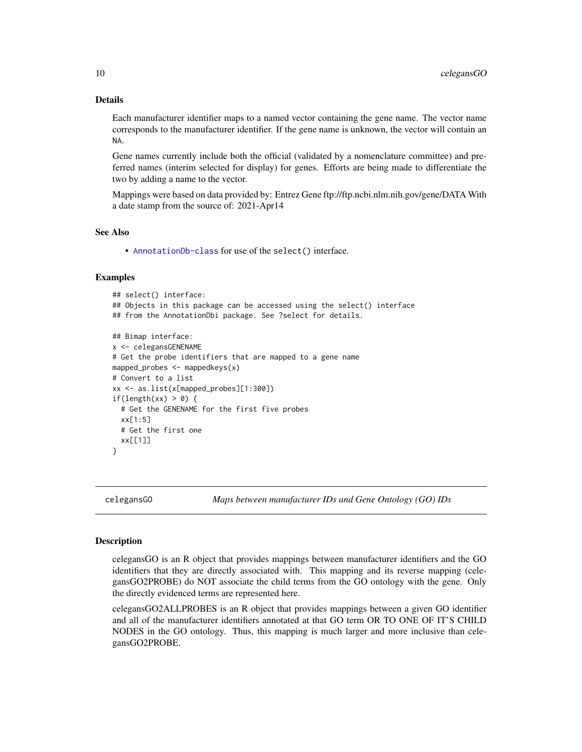## Details

Each manufacturer identifier maps to a named vector containing the gene name. The vector name corresponds to the manufacturer identifier. If the gene name is unknown, the vector will contain an NA.

Gene names currently include both the official (validated by a nomenclature committee) and preferred names (interim selected for display) for genes. Efforts are being made to differentiate the two by adding a name to the vector.

Mappings were based on data provided by: Entrez Gene ftp://ftp.ncbi.nlm.nih.gov/gene/DATA With a date stamp from the source of: 2021-Apr14

## See Also

- AnnotationDb-class for use of the select() interface.

## Examples

```
## select() interface:
## Objects in this package can be accessed using the select() interface
## from the AnnotationDbi package. See ?select for details.

## Bimap interface:
x <- celegansGENENAME
# Get the probe identifiers that are mapped to a gene name
mapped_probes <- mappedkeys(x)
# Convert to a list
xx <- as.list(x[mapped_probes][1:300])
if(length(xx) > 0) {
  # Get the GENENAME for the first five probes
  xx[1:5]
  # Get the first one
  xx[[1]]
}
```

---

# celegansGO — *Maps between manufacturer IDs and Gene Ontology (GO) IDs*

## Description

celegansGO is an R object that provides mappings between manufacturer identifiers and the GO identifiers that they are directly associated with. This mapping and its reverse mapping (celegansGO2PROBE) do NOT associate the child terms from the GO ontology with the gene. Only the directly evidenced terms are represented here.

celegansGO2ALLPROBES is an R object that provides mappings between a given GO identifier and all of the manufacturer identifiers annotated at that GO term OR TO ONE OF IT'S CHILD NODES in the GO ontology. Thus, this mapping is much larger and more inclusive than celegansGO2PROBE.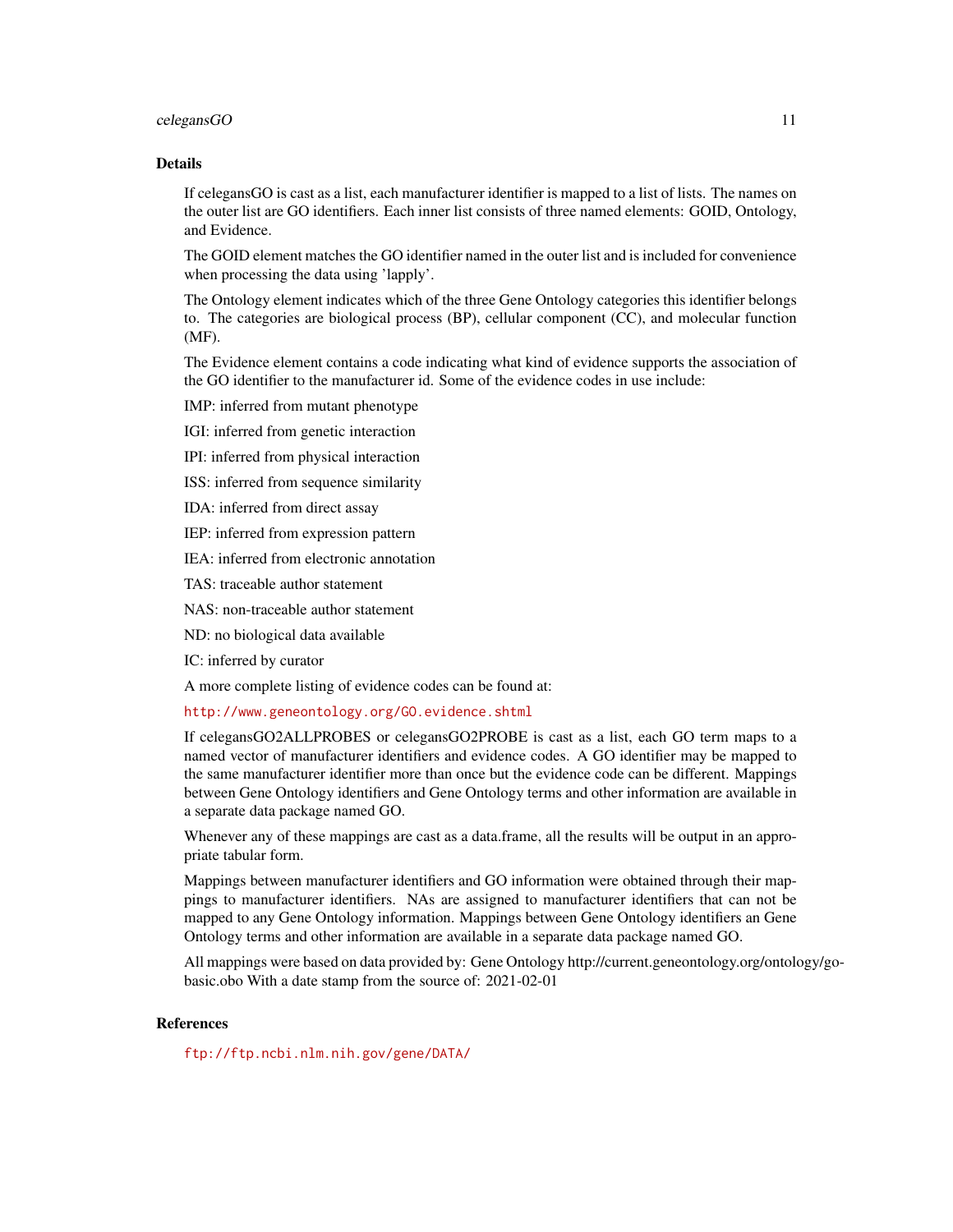## Details

If celegansGO is cast as a list, each manufacturer identifier is mapped to a list of lists. The names on the outer list are GO identifiers. Each inner list consists of three named elements: GOID, Ontology, and Evidence.

The GOID element matches the GO identifier named in the outer list and is included for convenience when processing the data using 'lapply'.

The Ontology element indicates which of the three Gene Ontology categories this identifier belongs to. The categories are biological process (BP), cellular component (CC), and molecular function (MF).

The Evidence element contains a code indicating what kind of evidence supports the association of the GO identifier to the manufacturer id. Some of the evidence codes in use include:

IMP: inferred from mutant phenotype

IGI: inferred from genetic interaction

IPI: inferred from physical interaction

ISS: inferred from sequence similarity

IDA: inferred from direct assay

IEP: inferred from expression pattern

IEA: inferred from electronic annotation

TAS: traceable author statement

NAS: non-traceable author statement

ND: no biological data available

IC: inferred by curator

A more complete listing of evidence codes can be found at:

http://www.geneontology.org/GO.evidence.shtml

If celegansGO2ALLPROBES or celegansGO2PROBE is cast as a list, each GO term maps to a named vector of manufacturer identifiers and evidence codes. A GO identifier may be mapped to the same manufacturer identifier more than once but the evidence code can be different. Mappings between Gene Ontology identifiers and Gene Ontology terms and other information are available in a separate data package named GO.

Whenever any of these mappings are cast as a data.frame, all the results will be output in an appropriate tabular form.

Mappings between manufacturer identifiers and GO information were obtained through their mappings to manufacturer identifiers. NAs are assigned to manufacturer identifiers that can not be mapped to any Gene Ontology information. Mappings between Gene Ontology identifiers an Gene Ontology terms and other information are available in a separate data package named GO.

All mappings were based on data provided by: Gene Ontology http://current.geneontology.org/ontology/go-basic.obo With a date stamp from the source of: 2021-02-01

## References

ftp://ftp.ncbi.nlm.nih.gov/gene/DATA/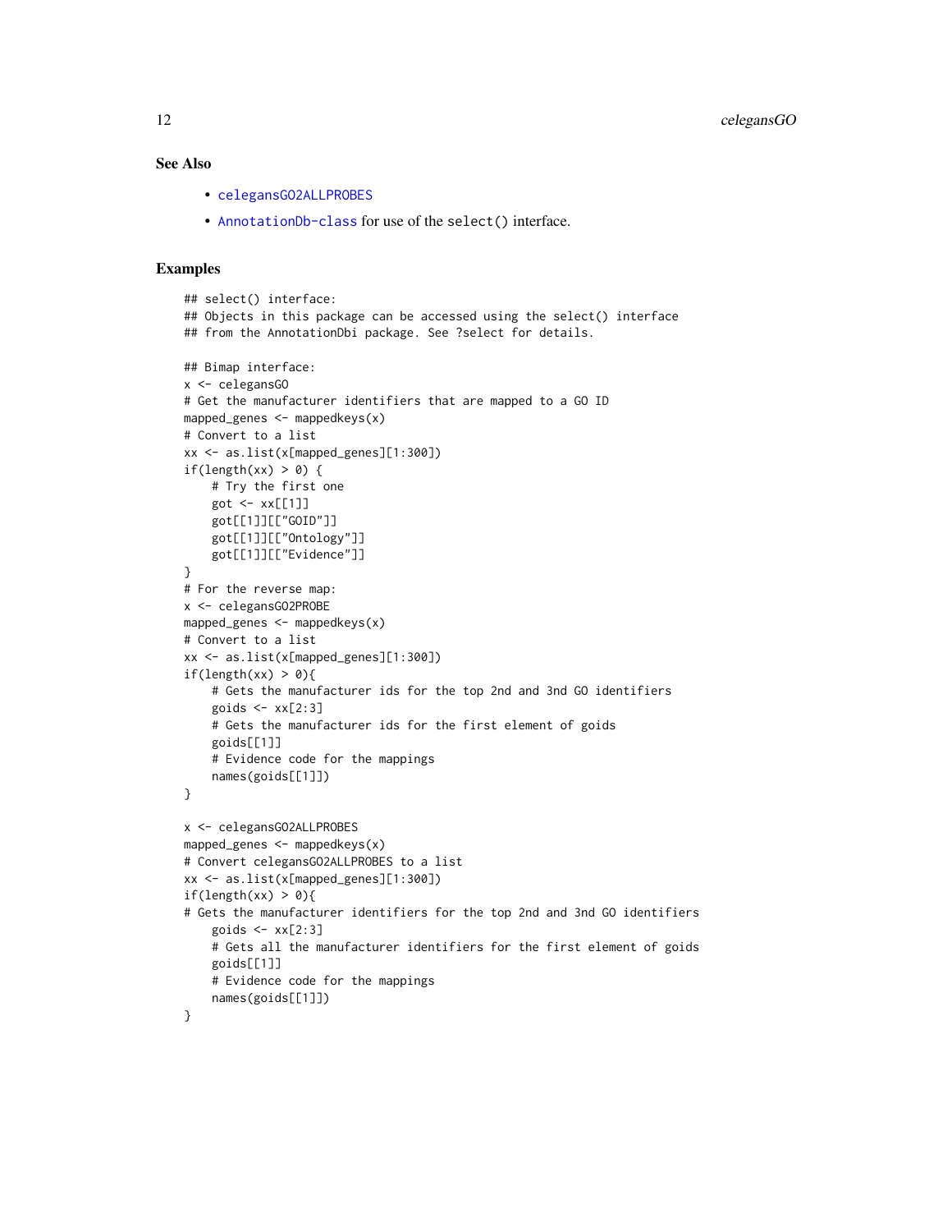### See Also

- celegansGO2ALLPROBES
- AnnotationDb-class for use of the select() interface.

### Examples

```
## select() interface:
## Objects in this package can be accessed using the select() interface
## from the AnnotationDbi package. See ?select for details.

## Bimap interface:
x <- celegansGO
# Get the manufacturer identifiers that are mapped to a GO ID
mapped_genes <- mappedkeys(x)
# Convert to a list
xx <- as.list(x[mapped_genes][1:300])
if(length(xx) > 0) {
    # Try the first one
    got <- xx[[1]]
    got[[1]][["GOID"]]
    got[[1]][["Ontology"]]
    got[[1]][["Evidence"]]
}
# For the reverse map:
x <- celegansGO2PROBE
mapped_genes <- mappedkeys(x)
# Convert to a list
xx <- as.list(x[mapped_genes][1:300])
if(length(xx) > 0){
    # Gets the manufacturer ids for the top 2nd and 3nd GO identifiers
    goids <- xx[2:3]
    # Gets the manufacturer ids for the first element of goids
    goids[[1]]
    # Evidence code for the mappings
    names(goids[[1]])
}

x <- celegansGO2ALLPROBES
mapped_genes <- mappedkeys(x)
# Convert celegansGO2ALLPROBES to a list
xx <- as.list(x[mapped_genes][1:300])
if(length(xx) > 0){
# Gets the manufacturer identifiers for the top 2nd and 3nd GO identifiers
    goids <- xx[2:3]
    # Gets all the manufacturer identifiers for the first element of goids
    goids[[1]]
    # Evidence code for the mappings
    names(goids[[1]])
}
```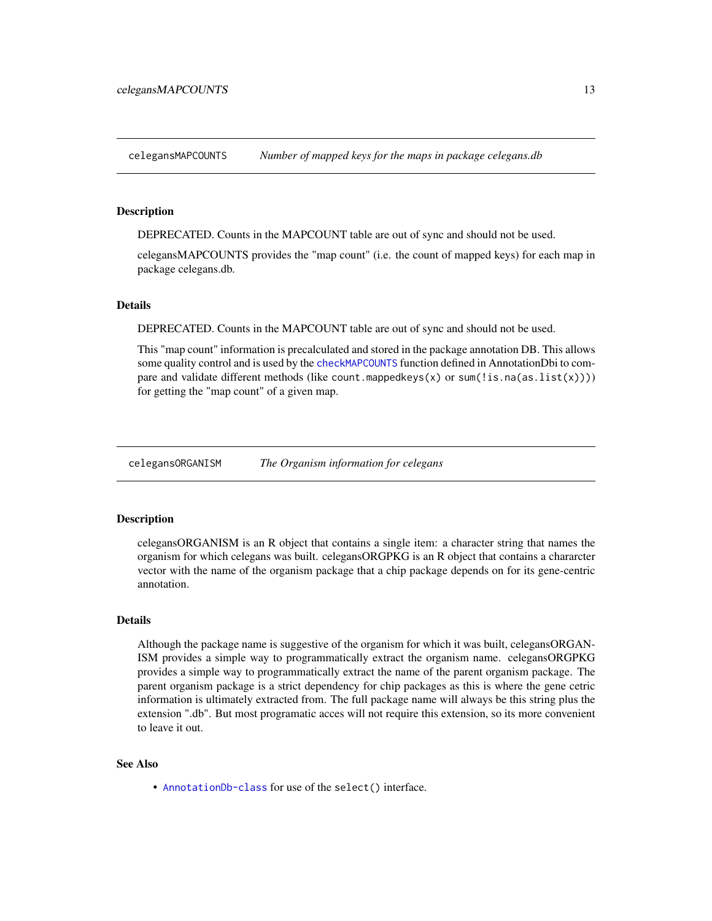## celegansMAPCOUNTS — *Number of mapped keys for the maps in package celegans.db*

### Description

DEPRECATED. Counts in the MAPCOUNT table are out of sync and should not be used.

celegansMAPCOUNTS provides the "map count" (i.e. the count of mapped keys) for each map in package celegans.db.

### Details

DEPRECATED. Counts in the MAPCOUNT table are out of sync and should not be used.

This "map count" information is precalculated and stored in the package annotation DB. This allows some quality control and is used by the `checkMAPCOUNTS` function defined in AnnotationDbi to compare and validate different methods (like `count.mappedkeys(x)` or `sum(!is.na(as.list(x)))`) for getting the "map count" of a given map.

## celegansORGANISM — *The Organism information for celegans*

### Description

celegansORGANISM is an R object that contains a single item: a character string that names the organism for which celegans was built. celegansORGPKG is an R object that contains a chararcter vector with the name of the organism package that a chip package depends on for its gene-centric annotation.

### Details

Although the package name is suggestive of the organism for which it was built, celegansORGANISM provides a simple way to programmatically extract the organism name. celegansORGPKG provides a simple way to programmatically extract the name of the parent organism package. The parent organism package is a strict dependency for chip packages as this is where the gene cetric information is ultimately extracted from. The full package name will always be this string plus the extension ".db". But most programatic acces will not require this extension, so its more convenient to leave it out.

### See Also

- `AnnotationDb-class` for use of the `select()` interface.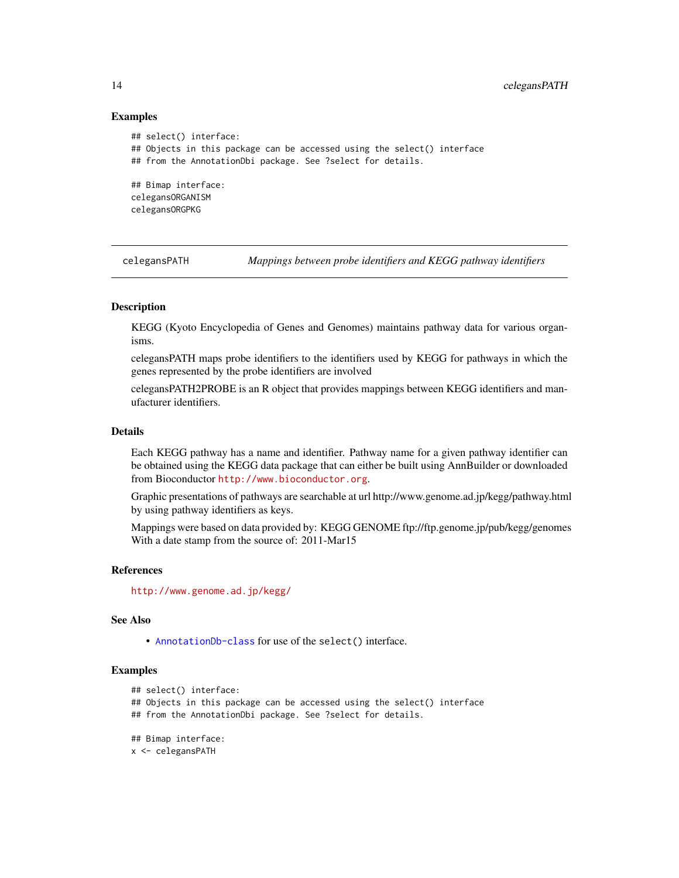### Examples

```
## select() interface:
## Objects in this package can be accessed using the select() interface
## from the AnnotationDbi package. See ?select for details.

## Bimap interface:
celegansORGANISM
celegansORGPKG
```

---

## celegansPATH — *Mappings between probe identifiers and KEGG pathway identifiers*

### Description

KEGG (Kyoto Encyclopedia of Genes and Genomes) maintains pathway data for various organisms.

celegansPATH maps probe identifiers to the identifiers used by KEGG for pathways in which the genes represented by the probe identifiers are involved

celegansPATH2PROBE is an R object that provides mappings between KEGG identifiers and manufacturer identifiers.

### Details

Each KEGG pathway has a name and identifier. Pathway name for a given pathway identifier can be obtained using the KEGG data package that can either be built using AnnBuilder or downloaded from Bioconductor http://www.bioconductor.org.

Graphic presentations of pathways are searchable at url http://www.genome.ad.jp/kegg/pathway.html by using pathway identifiers as keys.

Mappings were based on data provided by: KEGG GENOME ftp://ftp.genome.jp/pub/kegg/genomes With a date stamp from the source of: 2011-Mar15

### References

http://www.genome.ad.jp/kegg/

### See Also

- AnnotationDb-class for use of the `select()` interface.

### Examples

```
## select() interface:
## Objects in this package can be accessed using the select() interface
## from the AnnotationDbi package. See ?select for details.

## Bimap interface:
x <- celegansPATH
```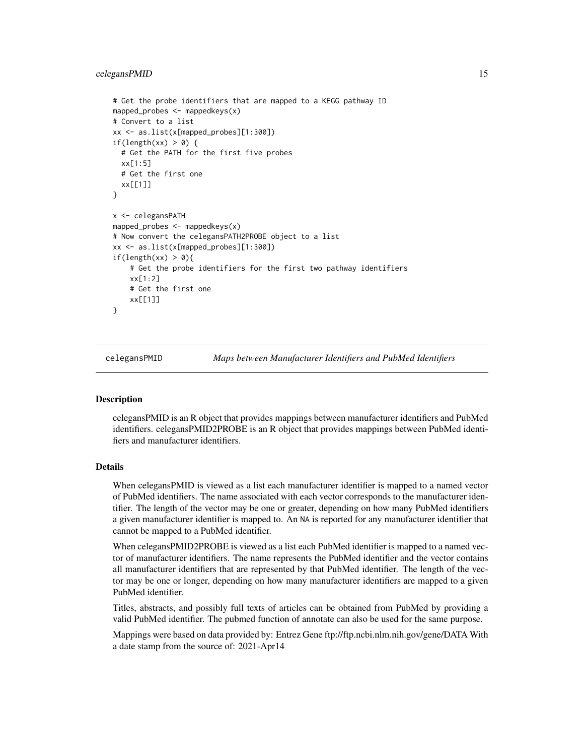```
# Get the probe identifiers that are mapped to a KEGG pathway ID
mapped_probes <- mappedkeys(x)
# Convert to a list
xx <- as.list(x[mapped_probes][1:300])
if(length(xx) > 0) {
  # Get the PATH for the first five probes
  xx[1:5]
  # Get the first one
  xx[[1]]
}

x <- celegansPATH
mapped_probes <- mappedkeys(x)
# Now convert the celegansPATH2PROBE object to a list
xx <- as.list(x[mapped_probes][1:300])
if(length(xx) > 0){
    # Get the probe identifiers for the first two pathway identifiers
    xx[1:2]
    # Get the first one
    xx[[1]]
}
```

## celegansPMID *Maps between Manufacturer Identifiers and PubMed Identifiers*

### Description

celegansPMID is an R object that provides mappings between manufacturer identifiers and PubMed identifiers. celegansPMID2PROBE is an R object that provides mappings between PubMed identifiers and manufacturer identifiers.

### Details

When celegansPMID is viewed as a list each manufacturer identifier is mapped to a named vector of PubMed identifiers. The name associated with each vector corresponds to the manufacturer identifier. The length of the vector may be one or greater, depending on how many PubMed identifiers a given manufacturer identifier is mapped to. An `NA` is reported for any manufacturer identifier that cannot be mapped to a PubMed identifier.

When celegansPMID2PROBE is viewed as a list each PubMed identifier is mapped to a named vector of manufacturer identifiers. The name represents the PubMed identifier and the vector contains all manufacturer identifiers that are represented by that PubMed identifier. The length of the vector may be one or longer, depending on how many manufacturer identifiers are mapped to a given PubMed identifier.

Titles, abstracts, and possibly full texts of articles can be obtained from PubMed by providing a valid PubMed identifier. The pubmed function of annotate can also be used for the same purpose.

Mappings were based on data provided by: Entrez Gene ftp://ftp.ncbi.nlm.nih.gov/gene/DATA With a date stamp from the source of: 2021-Apr14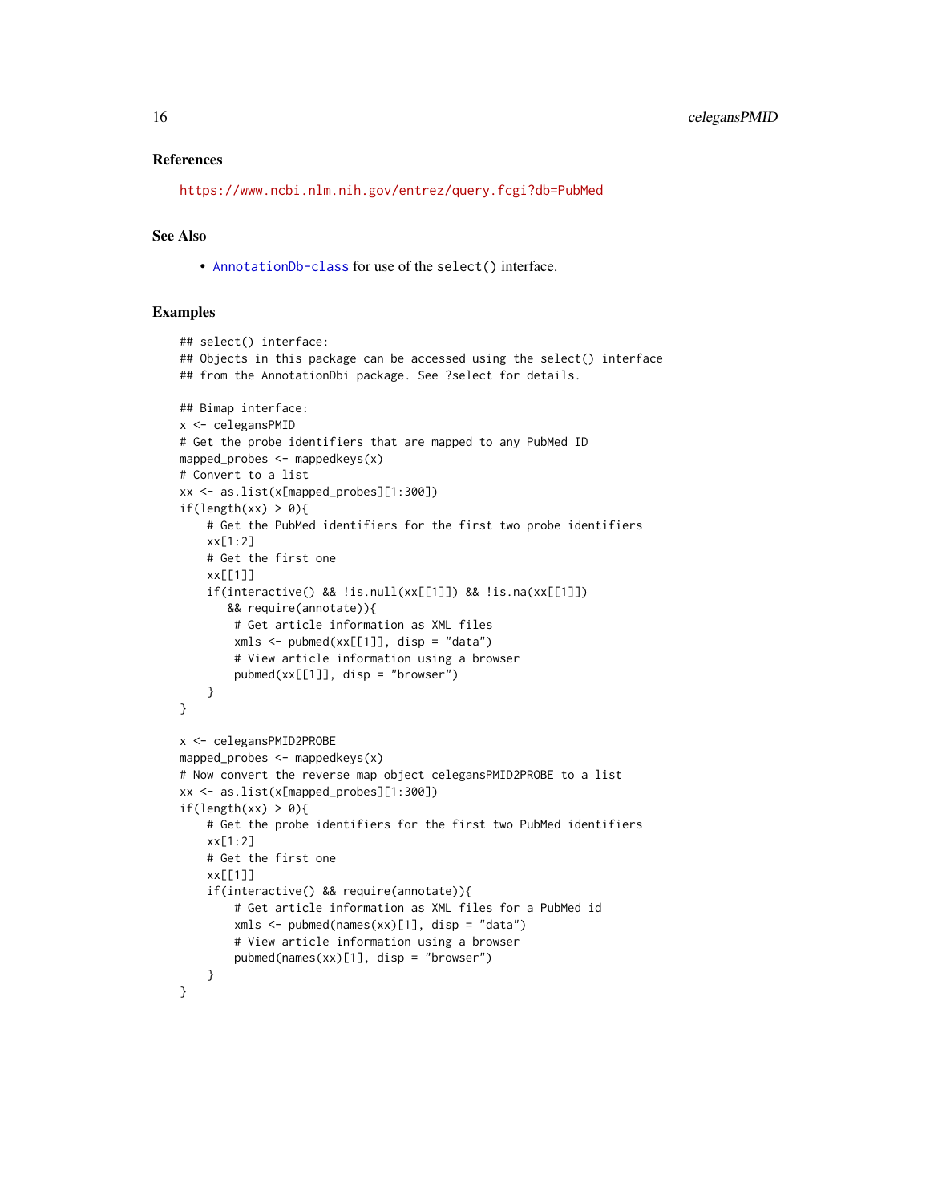### References

https://www.ncbi.nlm.nih.gov/entrez/query.fcgi?db=PubMed

### See Also

- AnnotationDb-class for use of the `select()` interface.

### Examples

```
## select() interface:
## Objects in this package can be accessed using the select() interface
## from the AnnotationDbi package. See ?select for details.

## Bimap interface:
x <- celegansPMID
# Get the probe identifiers that are mapped to any PubMed ID
mapped_probes <- mappedkeys(x)
# Convert to a list
xx <- as.list(x[mapped_probes][1:300])
if(length(xx) > 0){
    # Get the PubMed identifiers for the first two probe identifiers
    xx[1:2]
    # Get the first one
    xx[[1]]
    if(interactive() && !is.null(xx[[1]]) && !is.na(xx[[1]])
       && require(annotate)){
        # Get article information as XML files
        xmls <- pubmed(xx[[1]], disp = "data")
        # View article information using a browser
        pubmed(xx[[1]], disp = "browser")
    }
}

x <- celegansPMID2PROBE
mapped_probes <- mappedkeys(x)
# Now convert the reverse map object celegansPMID2PROBE to a list
xx <- as.list(x[mapped_probes][1:300])
if(length(xx) > 0){
    # Get the probe identifiers for the first two PubMed identifiers
    xx[1:2]
    # Get the first one
    xx[[1]]
    if(interactive() && require(annotate)){
        # Get article information as XML files for a PubMed id
        xmls <- pubmed(names(xx)[1], disp = "data")
        # View article information using a browser
        pubmed(names(xx)[1], disp = "browser")
    }
}
```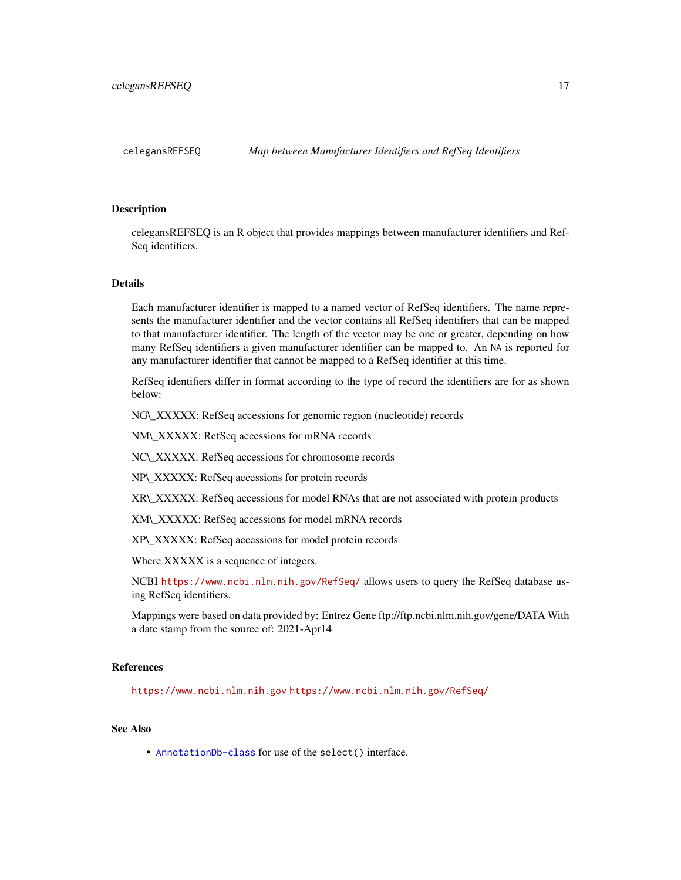## celegansREFSEQ    *Map between Manufacturer Identifiers and RefSeq Identifiers*

### Description

celegansREFSEQ is an R object that provides mappings between manufacturer identifiers and RefSeq identifiers.

### Details

Each manufacturer identifier is mapped to a named vector of RefSeq identifiers. The name represents the manufacturer identifier and the vector contains all RefSeq identifiers that can be mapped to that manufacturer identifier. The length of the vector may be one or greater, depending on how many RefSeq identifiers a given manufacturer identifier can be mapped to. An `NA` is reported for any manufacturer identifier that cannot be mapped to a RefSeq identifier at this time.

RefSeq identifiers differ in format according to the type of record the identifiers are for as shown below:

NG\_XXXXX: RefSeq accessions for genomic region (nucleotide) records

NM\_XXXXX: RefSeq accessions for mRNA records

NC\_XXXXX: RefSeq accessions for chromosome records

NP\_XXXXX: RefSeq accessions for protein records

XR\_XXXXX: RefSeq accessions for model RNAs that are not associated with protein products

XM\_XXXXX: RefSeq accessions for model mRNA records

XP\_XXXXX: RefSeq accessions for model protein records

Where XXXXX is a sequence of integers.

NCBI https://www.ncbi.nlm.nih.gov/RefSeq/ allows users to query the RefSeq database using RefSeq identifiers.

Mappings were based on data provided by: Entrez Gene ftp://ftp.ncbi.nlm.nih.gov/gene/DATA With a date stamp from the source of: 2021-Apr14

### References

https://www.ncbi.nlm.nih.gov https://www.ncbi.nlm.nih.gov/RefSeq/

### See Also

- `AnnotationDb-class` for use of the `select()` interface.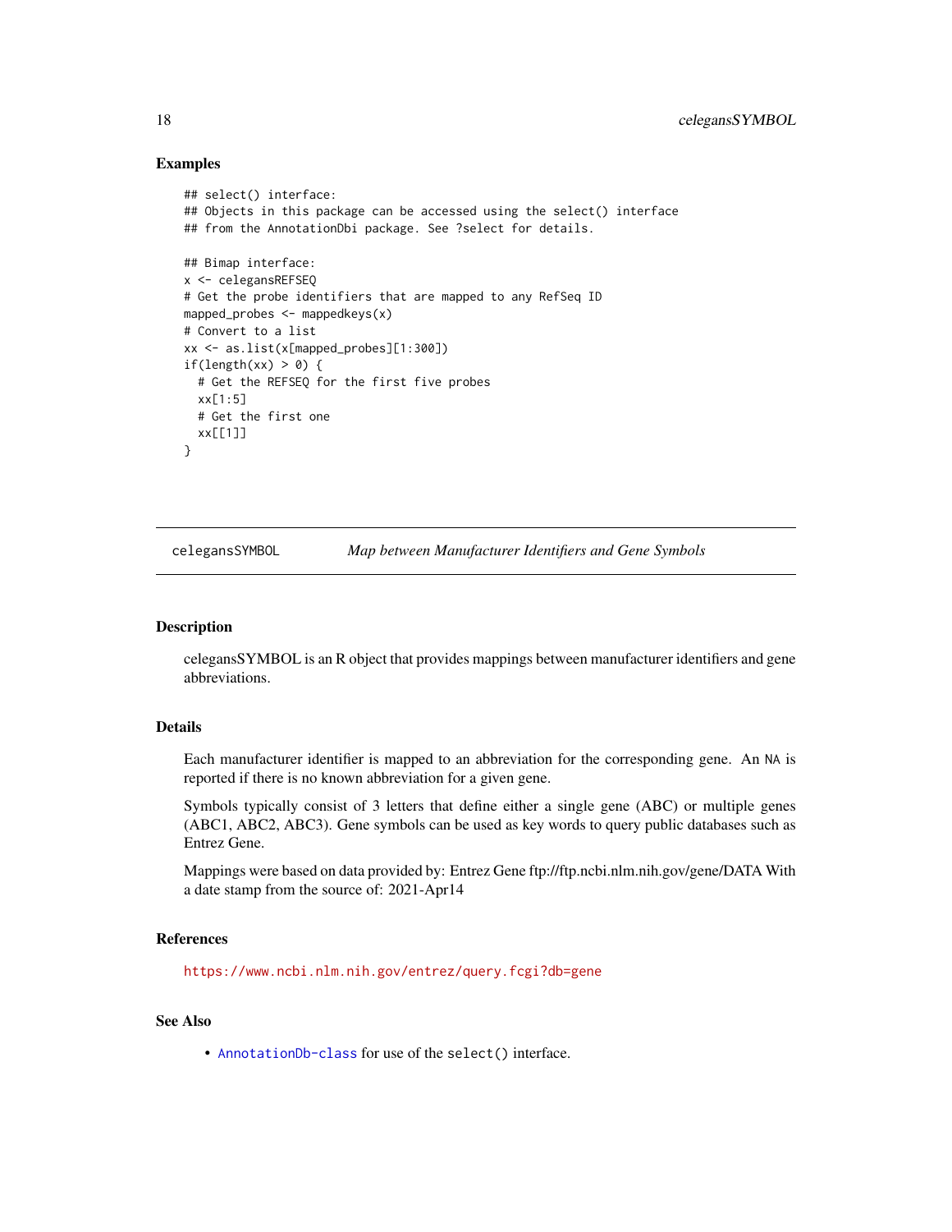## Examples

```
## select() interface:
## Objects in this package can be accessed using the select() interface
## from the AnnotationDbi package. See ?select for details.

## Bimap interface:
x <- celegansREFSEQ
# Get the probe identifiers that are mapped to any RefSeq ID
mapped_probes <- mappedkeys(x)
# Convert to a list
xx <- as.list(x[mapped_probes][1:300])
if(length(xx) > 0) {
  # Get the REFSEQ for the first five probes
  xx[1:5]
  # Get the first one
  xx[[1]]
}
```

---

celegansSYMBOL *Map between Manufacturer Identifiers and Gene Symbols*

---

## Description

celegansSYMBOL is an R object that provides mappings between manufacturer identifiers and gene abbreviations.

## Details

Each manufacturer identifier is mapped to an abbreviation for the corresponding gene. An NA is reported if there is no known abbreviation for a given gene.

Symbols typically consist of 3 letters that define either a single gene (ABC) or multiple genes (ABC1, ABC2, ABC3). Gene symbols can be used as key words to query public databases such as Entrez Gene.

Mappings were based on data provided by: Entrez Gene ftp://ftp.ncbi.nlm.nih.gov/gene/DATA With a date stamp from the source of: 2021-Apr14

## References

https://www.ncbi.nlm.nih.gov/entrez/query.fcgi?db=gene

## See Also

- AnnotationDb-class for use of the select() interface.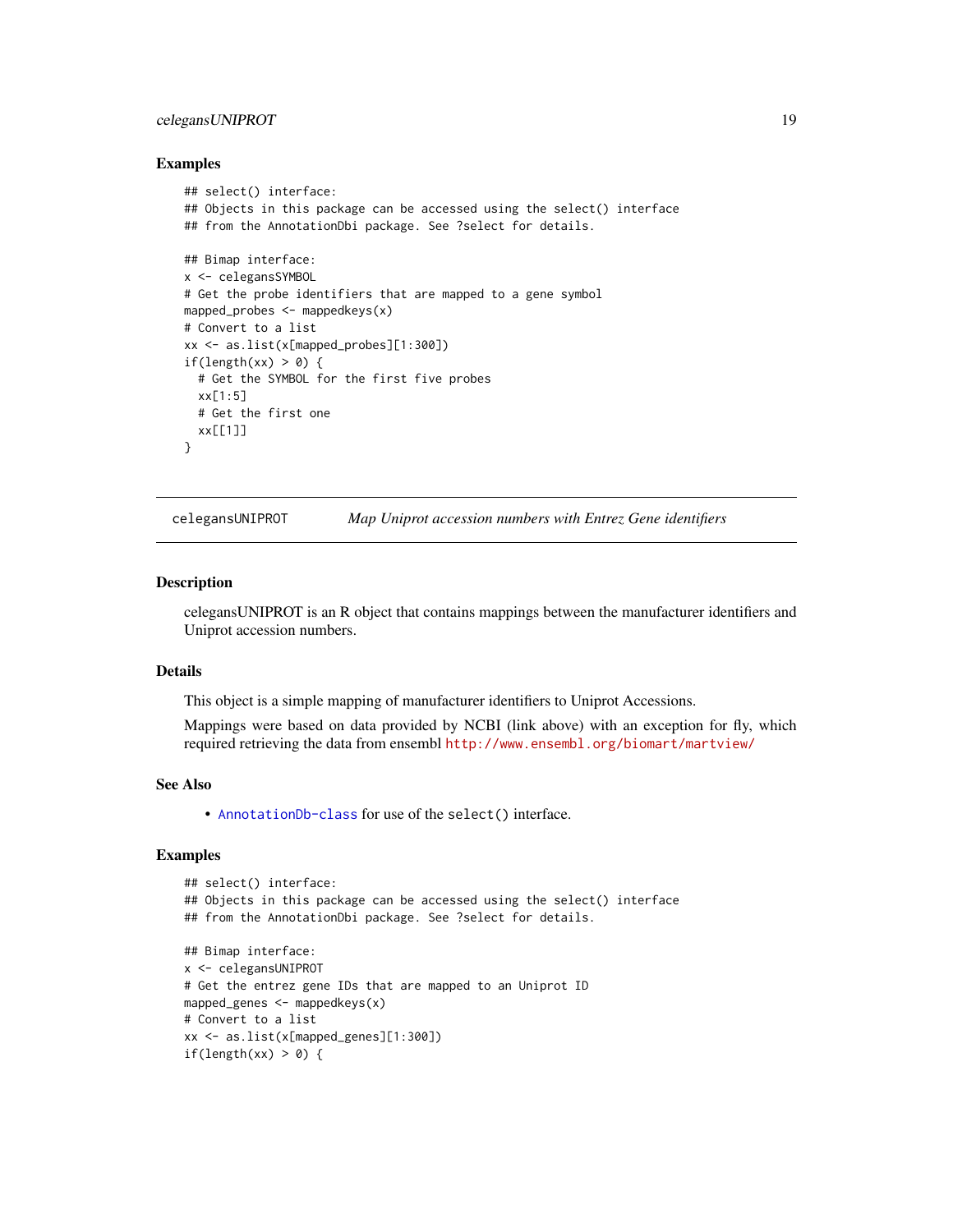## Examples

```
## select() interface:
## Objects in this package can be accessed using the select() interface
## from the AnnotationDbi package. See ?select for details.

## Bimap interface:
x <- celegansSYMBOL
# Get the probe identifiers that are mapped to a gene symbol
mapped_probes <- mappedkeys(x)
# Convert to a list
xx <- as.list(x[mapped_probes][1:300])
if(length(xx) > 0) {
  # Get the SYMBOL for the first five probes
  xx[1:5]
  # Get the first one
  xx[[1]]
}
```

---

# celegansUNIPROT *Map Uniprot accession numbers with Entrez Gene identifiers*

---

## Description

celegansUNIPROT is an R object that contains mappings between the manufacturer identifiers and Uniprot accession numbers.

## Details

This object is a simple mapping of manufacturer identifiers to Uniprot Accessions.

Mappings were based on data provided by NCBI (link above) with an exception for fly, which required retrieving the data from ensembl http://www.ensembl.org/biomart/martview/

## See Also

- `AnnotationDb-class` for use of the `select()` interface.

## Examples

```
## select() interface:
## Objects in this package can be accessed using the select() interface
## from the AnnotationDbi package. See ?select for details.

## Bimap interface:
x <- celegansUNIPROT
# Get the entrez gene IDs that are mapped to an Uniprot ID
mapped_genes <- mappedkeys(x)
# Convert to a list
xx <- as.list(x[mapped_genes][1:300])
if(length(xx) > 0) {
```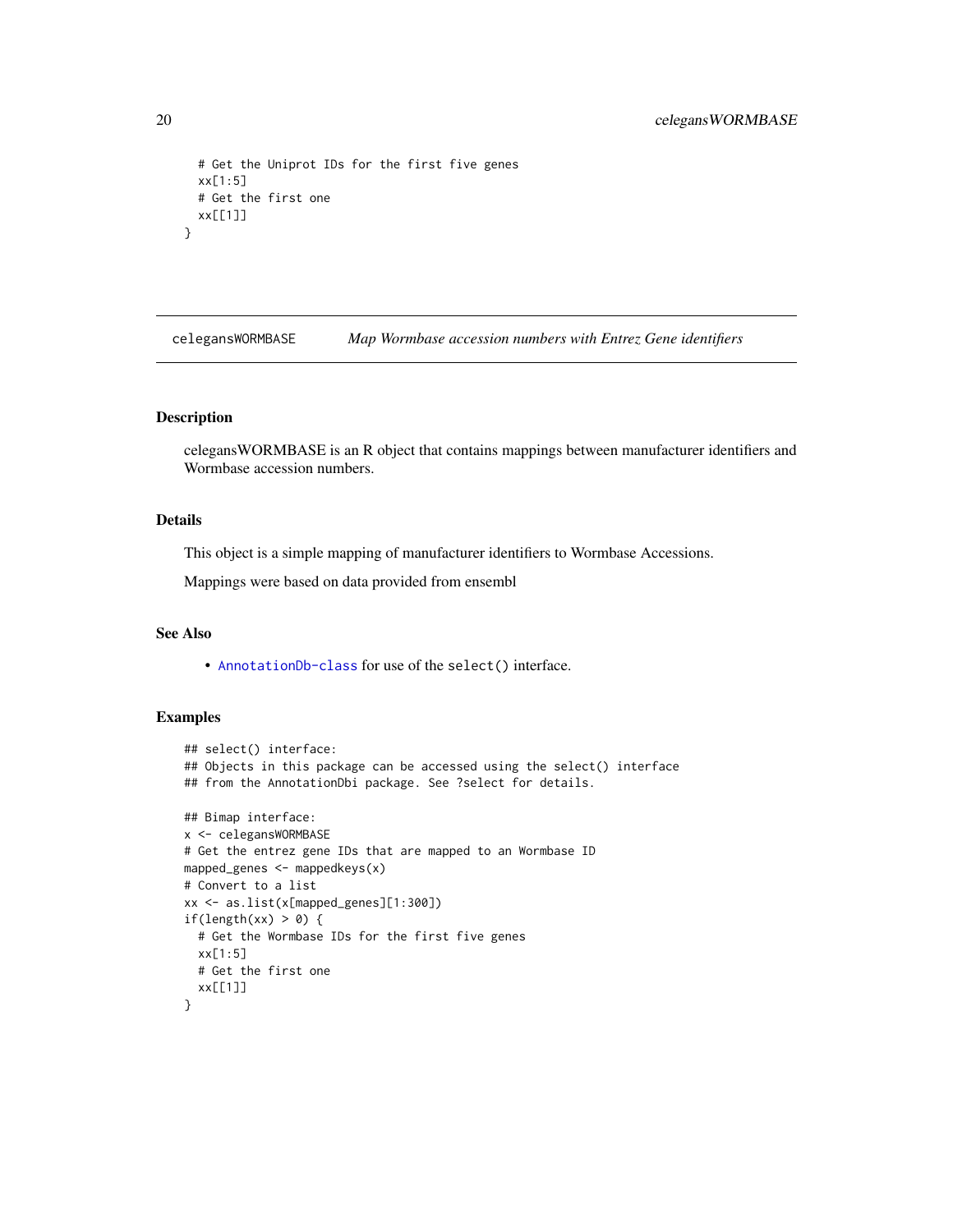```
  # Get the Uniprot IDs for the first five genes
  xx[1:5]
  # Get the first one
  xx[[1]]
}
```

## celegansWORMBASE    *Map Wormbase accession numbers with Entrez Gene identifiers*

### Description

celegansWORMBASE is an R object that contains mappings between manufacturer identifiers and Wormbase accession numbers.

### Details

This object is a simple mapping of manufacturer identifiers to Wormbase Accessions.

Mappings were based on data provided from ensembl

### See Also

- AnnotationDb-class for use of the select() interface.

### Examples

```
## select() interface:
## Objects in this package can be accessed using the select() interface
## from the AnnotationDbi package. See ?select for details.

## Bimap interface:
x <- celegansWORMBASE
# Get the entrez gene IDs that are mapped to an Wormbase ID
mapped_genes <- mappedkeys(x)
# Convert to a list
xx <- as.list(x[mapped_genes][1:300])
if(length(xx) > 0) {
  # Get the Wormbase IDs for the first five genes
  xx[1:5]
  # Get the first one
  xx[[1]]
}
```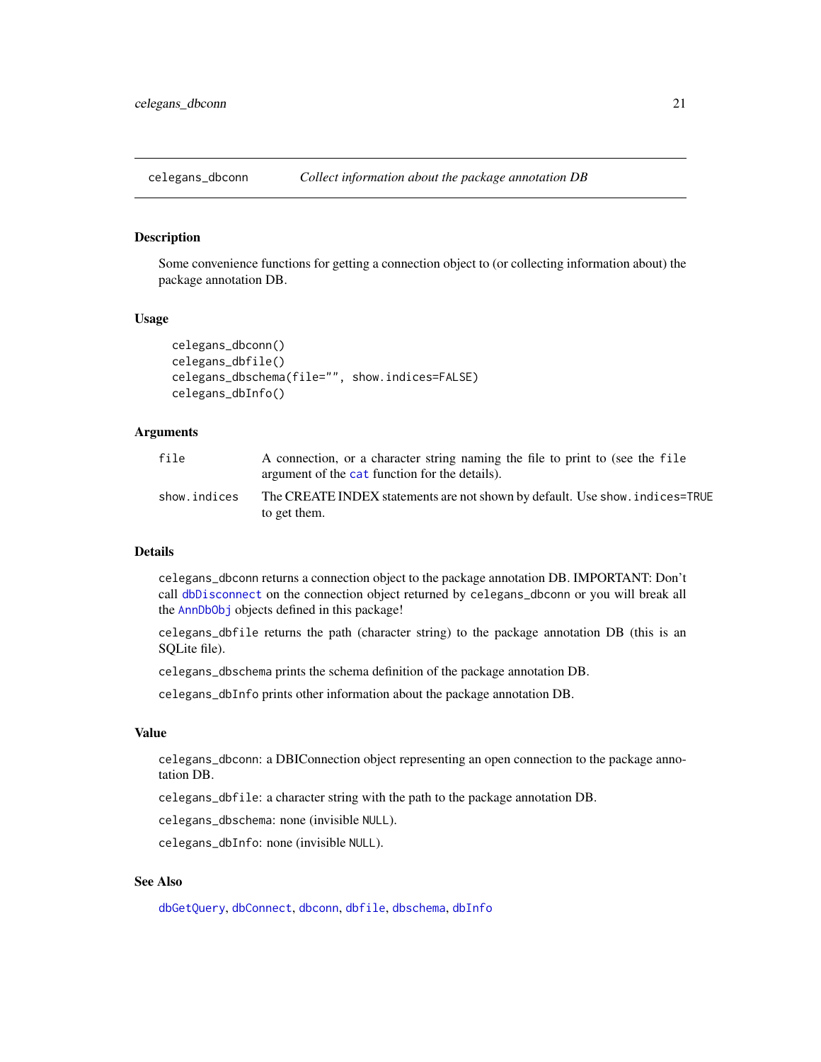## celegans_dbconn *Collect information about the package annotation DB*

### Description

Some convenience functions for getting a connection object to (or collecting information about) the package annotation DB.

### Usage

```
celegans_dbconn()
celegans_dbfile()
celegans_dbschema(file="", show.indices=FALSE)
celegans_dbInfo()
```

### Arguments

| | |
|---|---|
| `file` | A connection, or a character string naming the file to print to (see the `file` argument of the `cat` function for the details). |
| `show.indices` | The CREATE INDEX statements are not shown by default. Use `show.indices=TRUE` to get them. |

### Details

`celegans_dbconn` returns a connection object to the package annotation DB. IMPORTANT: Don't call `dbDisconnect` on the connection object returned by `celegans_dbconn` or you will break all the `AnnDbObj` objects defined in this package!

`celegans_dbfile` returns the path (character string) to the package annotation DB (this is an SQLite file).

`celegans_dbschema` prints the schema definition of the package annotation DB.

`celegans_dbInfo` prints other information about the package annotation DB.

### Value

`celegans_dbconn`: a DBIConnection object representing an open connection to the package annotation DB.

`celegans_dbfile`: a character string with the path to the package annotation DB.

`celegans_dbschema`: none (invisible `NULL`).

`celegans_dbInfo`: none (invisible `NULL`).

### See Also

`dbGetQuery`, `dbConnect`, `dbconn`, `dbfile`, `dbschema`, `dbInfo`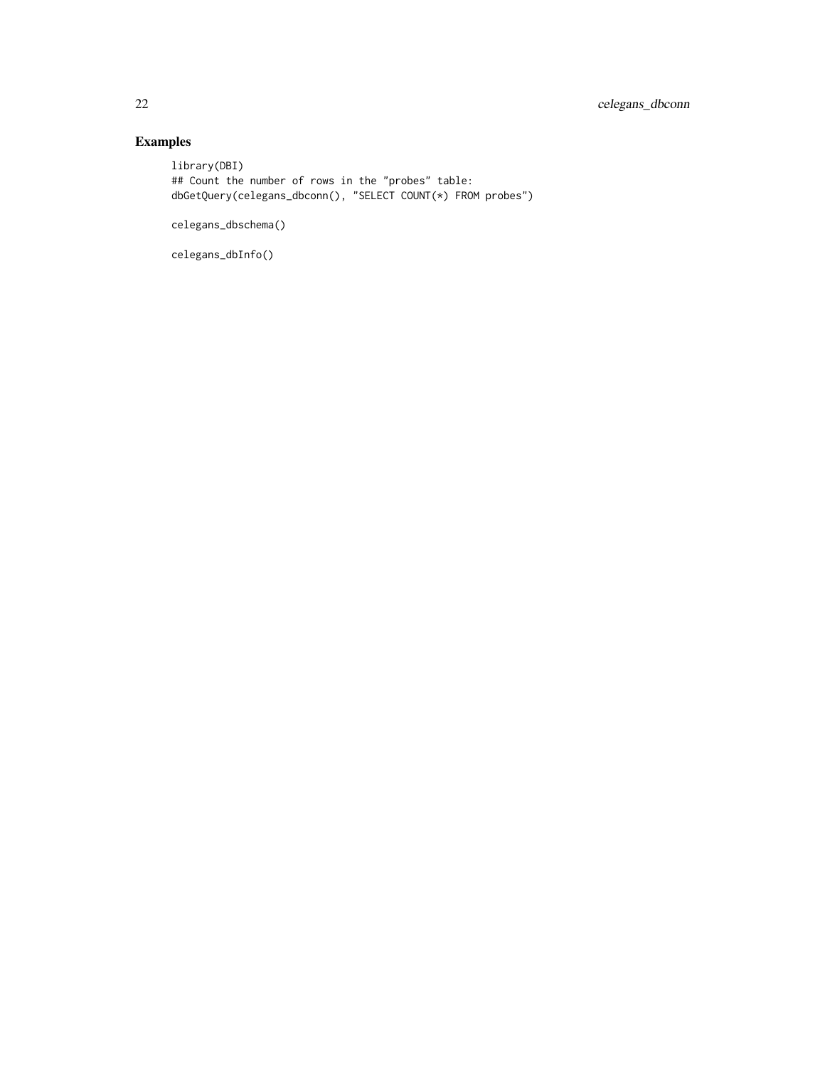## Examples

```
library(DBI)
## Count the number of rows in the "probes" table:
dbGetQuery(celegans_dbconn(), "SELECT COUNT(*) FROM probes")

celegans_dbschema()

celegans_dbInfo()
```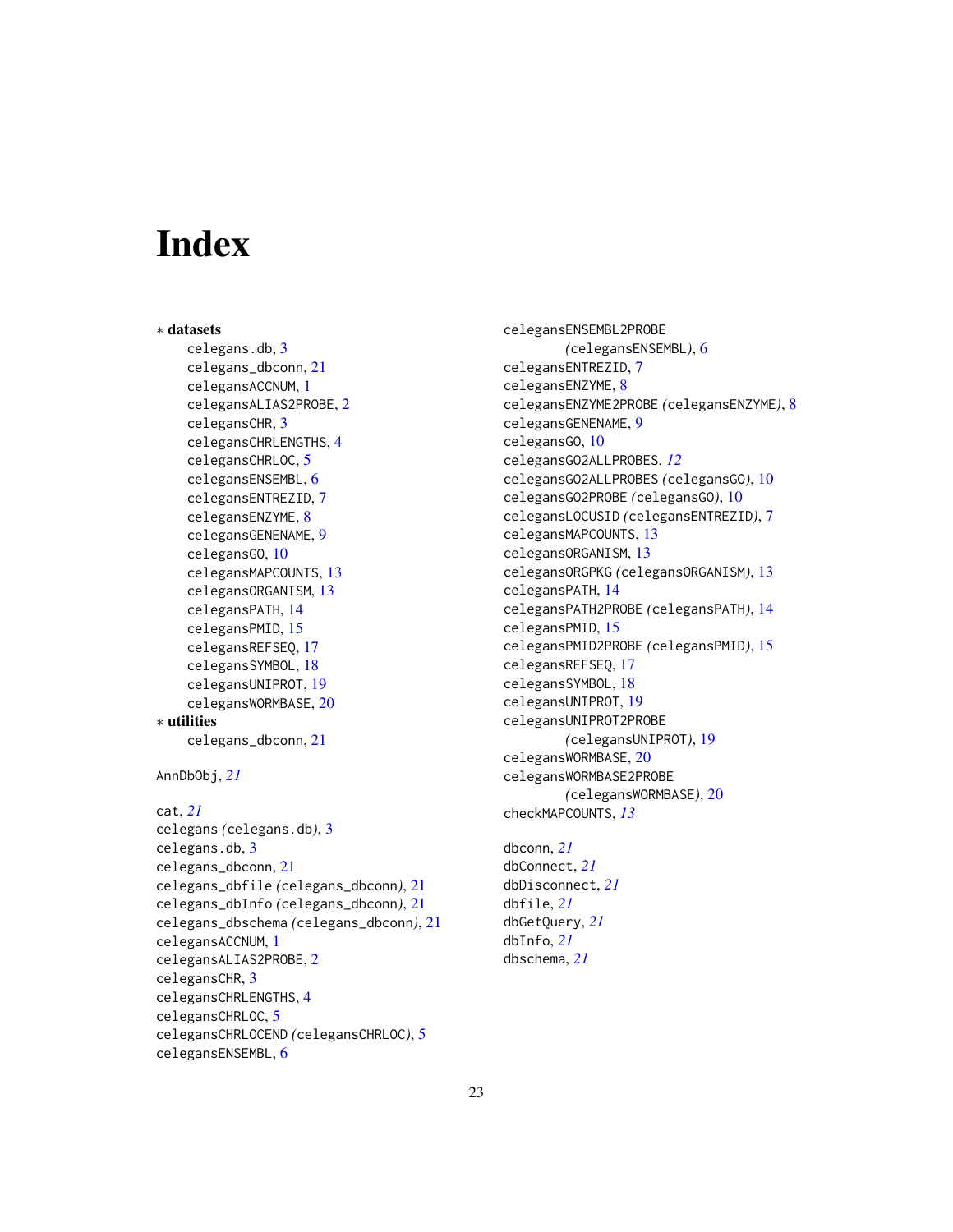# Index

∗ **datasets**

celegans.db, 3
celegans_dbconn, 21
celegansACCNUM, 1
celegansALIAS2PROBE, 2
celegansCHR, 3
celegansCHRLENGTHS, 4
celegansCHRLOC, 5
celegansENSEMBL, 6
celegansENTREZID, 7
celegansENZYME, 8
celegansGENENAME, 9
celegansGO, 10
celegansMAPCOUNTS, 13
celegansORGANISM, 13
celegansPATH, 14
celegansPMID, 15
celegansREFSEQ, 17
celegansSYMBOL, 18
celegansUNIPROT, 19
celegansWORMBASE, 20

∗ **utilities**

celegans_dbconn, 21

AnnDbObj, *21*

cat, *21*
celegans *(celegans.db)*, 3
celegans.db, 3
celegans_dbconn, 21
celegans_dbfile *(celegans_dbconn)*, 21
celegans_dbInfo *(celegans_dbconn)*, 21
celegans_dbschema *(celegans_dbconn)*, 21
celegansACCNUM, 1
celegansALIAS2PROBE, 2
celegansCHR, 3
celegansCHRLENGTHS, 4
celegansCHRLOC, 5
celegansCHRLOCEND *(celegansCHRLOC)*, 5
celegansENSEMBL, 6
celegansENSEMBL2PROBE *(celegansENSEMBL)*, 6
celegansENTREZID, 7
celegansENZYME, 8
celegansENZYME2PROBE *(celegansENZYME)*, 8
celegansGENENAME, 9
celegansGO, 10
celegansGO2ALLPROBES, *12*
celegansGO2ALLPROBES *(celegansGO)*, 10
celegansGO2PROBE *(celegansGO)*, 10
celegansLOCUSID *(celegansENTREZID)*, 7
celegansMAPCOUNTS, 13
celegansORGANISM, 13
celegansORGPKG *(celegansORGANISM)*, 13
celegansPATH, 14
celegansPATH2PROBE *(celegansPATH)*, 14
celegansPMID, 15
celegansPMID2PROBE *(celegansPMID)*, 15
celegansREFSEQ, 17
celegansSYMBOL, 18
celegansUNIPROT, 19
celegansUNIPROT2PROBE *(celegansUNIPROT)*, 19
celegansWORMBASE, 20
celegansWORMBASE2PROBE *(celegansWORMBASE)*, 20
checkMAPCOUNTS, *13*

dbconn, *21*
dbConnect, *21*
dbDisconnect, *21*
dbfile, *21*
dbGetQuery, *21*
dbInfo, *21*
dbschema, *21*